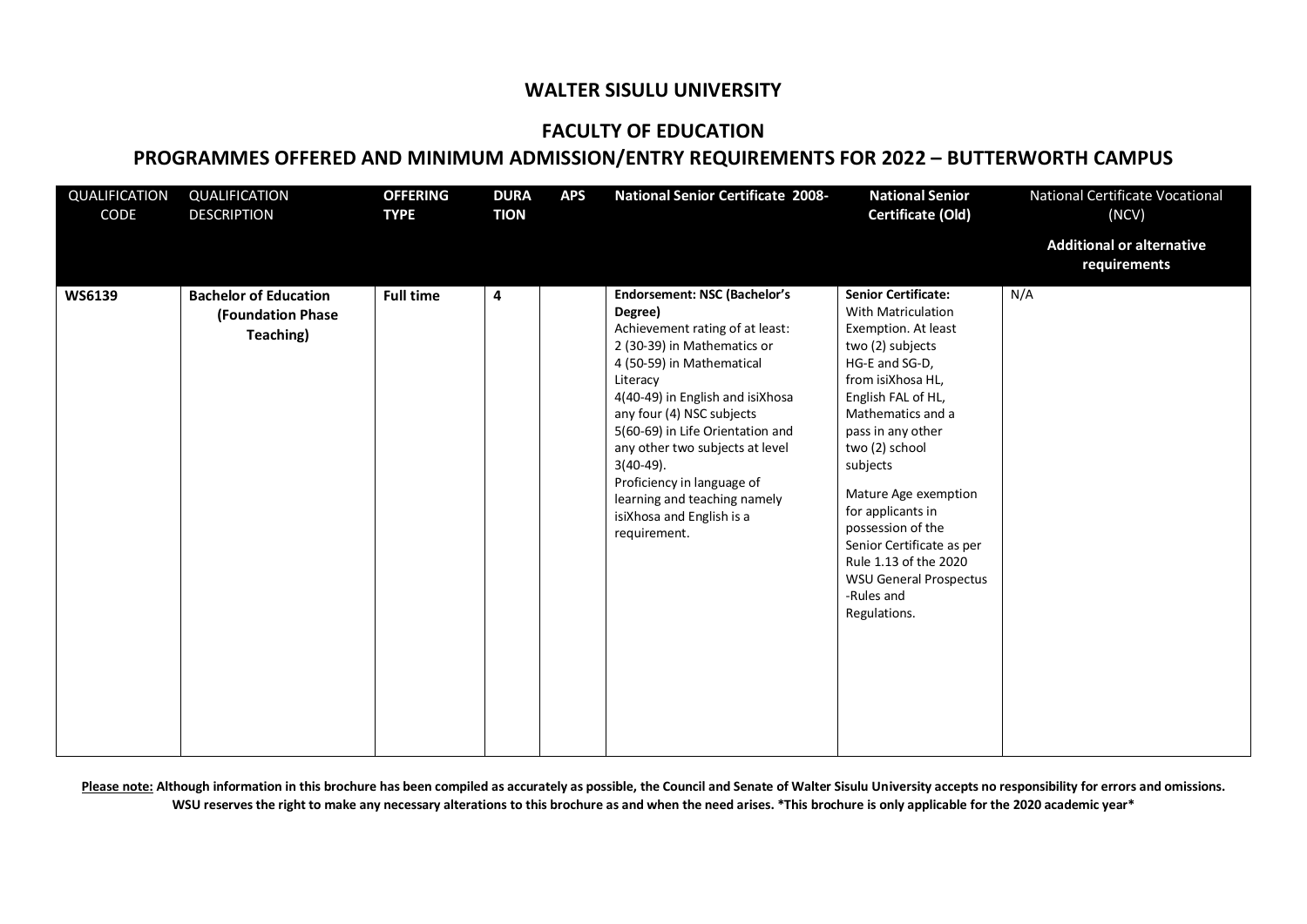# WALTER SISULU UNIVERSITY

## FACULTY OF EDUCATION

## PROGRAMMES OFFERED AND MINIMUM ADMISSION/ENTRY REQUIREMENTS FOR 2022 – BUTTERWORTH CAMPUS

| QUALIFICATION CODE | QUALIFICATION DESCRIPTION | OFFERING TYPE | DURATION | APS | National Senior Certificate 2008- | National Senior Certificate (Old) | National Certificate Vocational (NCV) **Additional or alternative requirements** |
|---|---|---|---|---|---|---|---|
| **WS6139** | **Bachelor of Education (Foundation Phase Teaching)** | **Full time** | **4** | | **Endorsement: NSC (Bachelor's Degree)** Achievement rating of at least: 2 (30-39) in Mathematics or 4 (50-59) in Mathematical Literacy 4(40-49) in English and isiXhosa any four (4) NSC subjects 5(60-69) in Life Orientation and any other two subjects at level 3(40-49). Proficiency in language of learning and teaching namely isiXhosa and English is a requirement. | **Senior Certificate:** With Matriculation Exemption. At least two (2) subjects HG-E and SG-D, from isiXhosa HL, English FAL of HL, Mathematics and a pass in any other two (2) school subjects<br><br>Mature Age exemption for applicants in possession of the Senior Certificate as per Rule 1.13 of the 2020 WSU General Prospectus -Rules and Regulations. | N/A |

**Please note: Although information in this brochure has been compiled as accurately as possible, the Council and Senate of Walter Sisulu University accepts no responsibility for errors and omissions. WSU reserves the right to make any necessary alterations to this brochure as and when the need arises. *This brochure is only applicable for the 2020 academic year***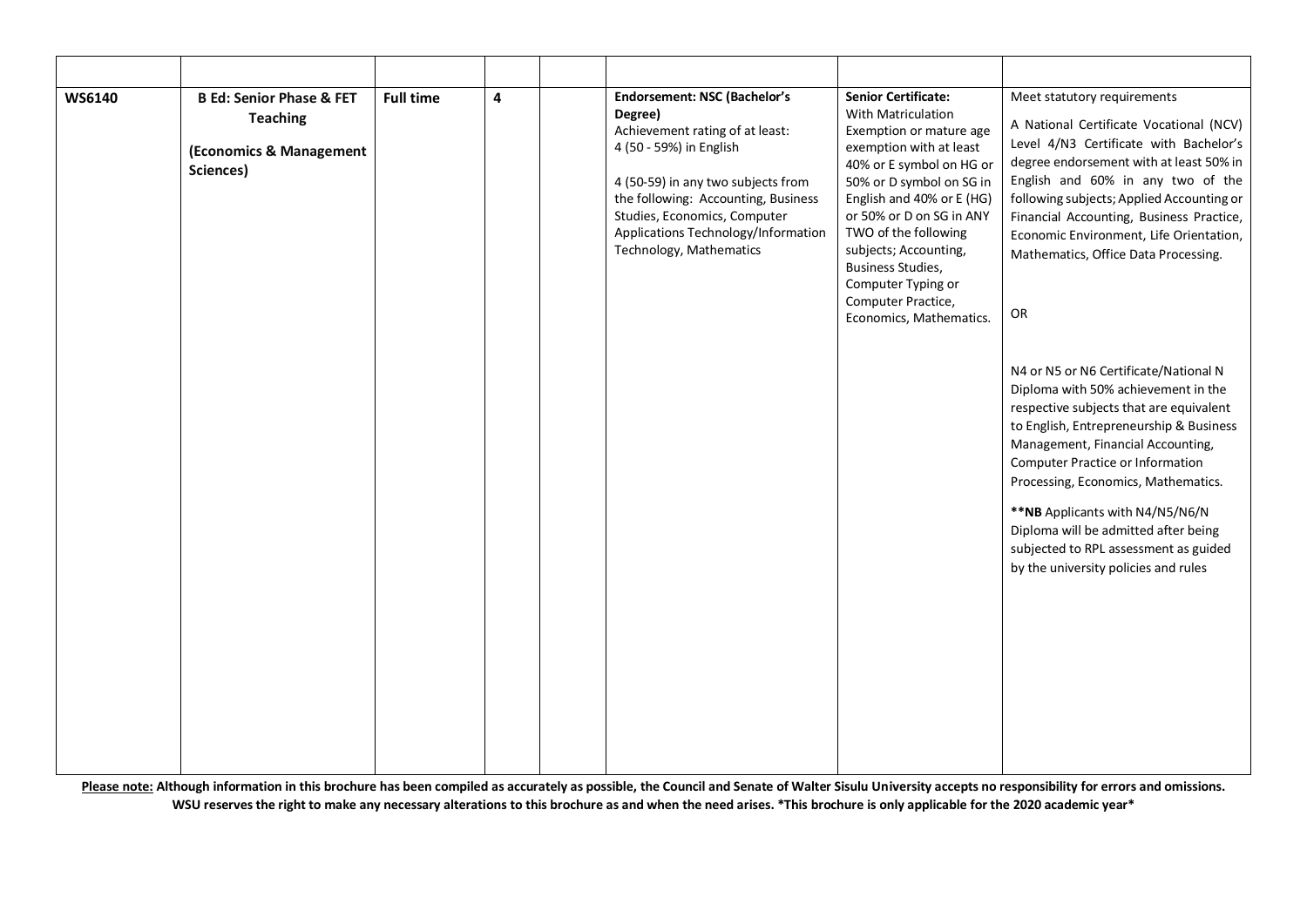| | | | | | | | |
|---|---|---|---|---|---|---|---|
| **WS6140** | **B Ed: Senior Phase & FET Teaching**<br><br>**(Economics & Management Sciences)** | **Full time** | **4** | | **Endorsement: NSC (Bachelor's Degree)**<br>Achievement rating of at least:<br>4 (50 - 59%) in English<br><br>4 (50-59) in any two subjects from the following: Accounting, Business Studies, Economics, Computer Applications Technology/Information Technology, Mathematics | **Senior Certificate:**<br>With Matriculation Exemption or mature age exemption with at least 40% or E symbol on HG or 50% or D symbol on SG in English and 40% or E (HG) or 50% or D on SG in ANY TWO of the following subjects; Accounting, Business Studies, Computer Typing or Computer Practice, Economics, Mathematics. | Meet statutory requirements<br><br>A National Certificate Vocational (NCV) Level 4/N3 Certificate with Bachelor's degree endorsement with at least 50% in English and 60% in any two of the following subjects; Applied Accounting or Financial Accounting, Business Practice, Economic Environment, Life Orientation, Mathematics, Office Data Processing.<br><br>OR<br><br>N4 or N5 or N6 Certificate/National N Diploma with 50% achievement in the respective subjects that are equivalent to English, Entrepreneurship & Business Management, Financial Accounting, Computer Practice or Information Processing, Economics, Mathematics.<br><br>****NB** Applicants with N4/N5/N6/N Diploma will be admitted after being subjected to RPL assessment as guided by the university policies and rules |

**Please note: Although information in this brochure has been compiled as accurately as possible, the Council and Senate of Walter Sisulu University accepts no responsibility for errors and omissions. WSU reserves the right to make any necessary alterations to this brochure as and when the need arises. *This brochure is only applicable for the 2020 academic year***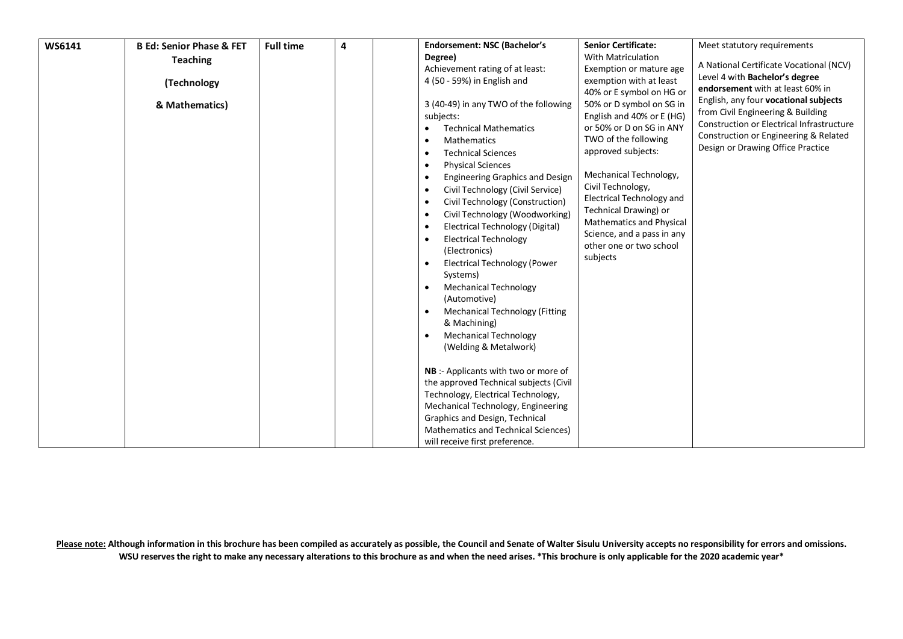| | | | | | | | |
|---|---|---|---|---|---|---|---|
| **WS6141** | **B Ed: Senior Phase & FET Teaching**<br><br>**(Technology**<br><br>**& Mathematics)** | **Full time** | **4** | | **Endorsement: NSC (Bachelor's Degree)**<br>Achievement rating of at least:<br>4 (50 - 59%) in English and<br><br>3 (40-49) in any TWO of the following subjects:<br>• Technical Mathematics<br>• Mathematics<br>• Technical Sciences<br>• Physical Sciences<br>• Engineering Graphics and Design<br>• Civil Technology (Civil Service)<br>• Civil Technology (Construction)<br>• Civil Technology (Woodworking)<br>• Electrical Technology (Digital)<br>• Electrical Technology (Electronics)<br>• Electrical Technology (Power Systems)<br>• Mechanical Technology (Automotive)<br>• Mechanical Technology (Fitting & Machining)<br>• Mechanical Technology (Welding & Metalwork)<br><br>**NB** :- Applicants with two or more of the approved Technical subjects (Civil Technology, Electrical Technology, Mechanical Technology, Engineering Graphics and Design, Technical Mathematics and Technical Sciences) will receive first preference. | **Senior Certificate:**<br>With Matriculation Exemption or mature age exemption with at least 40% or E symbol on HG or 50% or D symbol on SG in English and 40% or E (HG) or 50% or D on SG in ANY TWO of the following approved subjects:<br><br>Mechanical Technology, Civil Technology, Electrical Technology and Technical Drawing) or Mathematics and Physical Science, and a pass in any other one or two school subjects | Meet statutory requirements<br><br>A National Certificate Vocational (NCV) Level 4 with **Bachelor's degree endorsement** with at least 60% in English, any four **vocational subjects** from Civil Engineering & Building Construction or Electrical Infrastructure Construction or Engineering & Related Design or Drawing Office Practice |

**Please note: Although information in this brochure has been compiled as accurately as possible, the Council and Senate of Walter Sisulu University accepts no responsibility for errors and omissions. WSU reserves the right to make any necessary alterations to this brochure as and when the need arises. *This brochure is only applicable for the 2020 academic year***